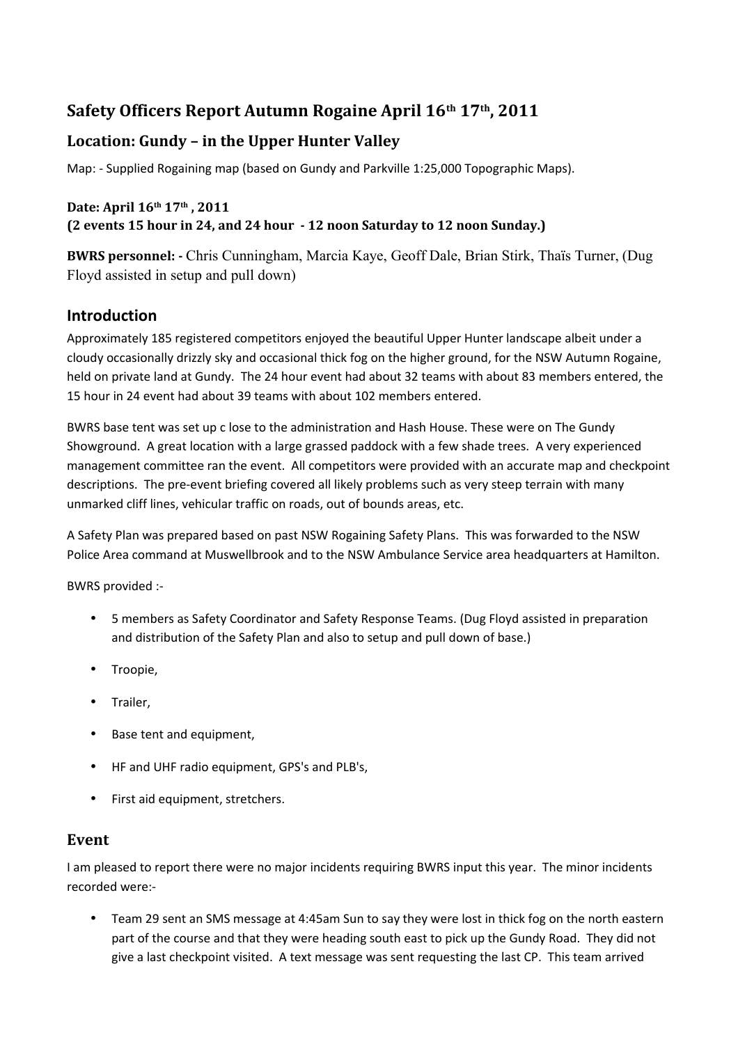# Safety Officers Report Autumn Rogaine April 16th 17th, 2011

## Location: Gundy – in the Upper Hunter Valley

Map: - Supplied Rogaining map (based on Gundy and Parkville 1:25,000 Topographic Maps).

**Date: April 16th 17th , 2011**
**(2 events 15 hour in 24, and 24 hour - 12 noon Saturday to 12 noon Sunday.)**

**BWRS personnel: -** Chris Cunningham, Marcia Kaye, Geoff Dale, Brian Stirk, Thaïs Turner, (Dug Floyd assisted in setup and pull down)

## Introduction

Approximately 185 registered competitors enjoyed the beautiful Upper Hunter landscape albeit under a cloudy occasionally drizzly sky and occasional thick fog on the higher ground, for the NSW Autumn Rogaine, held on private land at Gundy. The 24 hour event had about 32 teams with about 83 members entered, the 15 hour in 24 event had about 39 teams with about 102 members entered.

BWRS base tent was set up c lose to the administration and Hash House. These were on The Gundy Showground. A great location with a large grassed paddock with a few shade trees. A very experienced management committee ran the event. All competitors were provided with an accurate map and checkpoint descriptions. The pre-event briefing covered all likely problems such as very steep terrain with many unmarked cliff lines, vehicular traffic on roads, out of bounds areas, etc.

A Safety Plan was prepared based on past NSW Rogaining Safety Plans. This was forwarded to the NSW Police Area command at Muswellbrook and to the NSW Ambulance Service area headquarters at Hamilton.

BWRS provided :-

- 5 members as Safety Coordinator and Safety Response Teams. (Dug Floyd assisted in preparation and distribution of the Safety Plan and also to setup and pull down of base.)
- Troopie,
- Trailer,
- Base tent and equipment,
- HF and UHF radio equipment, GPS's and PLB's,
- First aid equipment, stretchers.

## Event

I am pleased to report there were no major incidents requiring BWRS input this year. The minor incidents recorded were:-

- Team 29 sent an SMS message at 4:45am Sun to say they were lost in thick fog on the north eastern part of the course and that they were heading south east to pick up the Gundy Road. They did not give a last checkpoint visited. A text message was sent requesting the last CP. This team arrived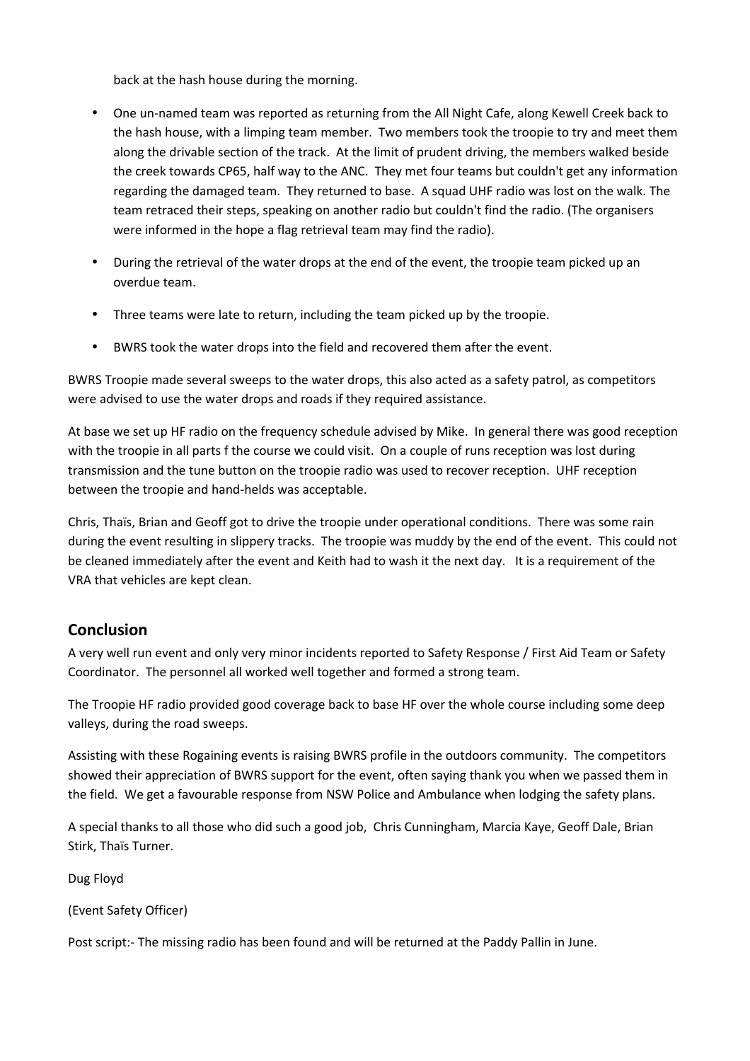back at the hash house during the morning.

- One un-named team was reported as returning from the All Night Cafe, along Kewell Creek back to the hash house, with a limping team member. Two members took the troopie to try and meet them along the drivable section of the track. At the limit of prudent driving, the members walked beside the creek towards CP65, half way to the ANC. They met four teams but couldn't get any information regarding the damaged team. They returned to base. A squad UHF radio was lost on the walk. The team retraced their steps, speaking on another radio but couldn't find the radio. (The organisers were informed in the hope a flag retrieval team may find the radio).
- During the retrieval of the water drops at the end of the event, the troopie team picked up an overdue team.
- Three teams were late to return, including the team picked up by the troopie.
- BWRS took the water drops into the field and recovered them after the event.

BWRS Troopie made several sweeps to the water drops, this also acted as a safety patrol, as competitors were advised to use the water drops and roads if they required assistance.

At base we set up HF radio on the frequency schedule advised by Mike. In general there was good reception with the troopie in all parts f the course we could visit. On a couple of runs reception was lost during transmission and the tune button on the troopie radio was used to recover reception. UHF reception between the troopie and hand-helds was acceptable.

Chris, Thaïs, Brian and Geoff got to drive the troopie under operational conditions. There was some rain during the event resulting in slippery tracks. The troopie was muddy by the end of the event. This could not be cleaned immediately after the event and Keith had to wash it the next day. It is a requirement of the VRA that vehicles are kept clean.

## Conclusion

A very well run event and only very minor incidents reported to Safety Response / First Aid Team or Safety Coordinator. The personnel all worked well together and formed a strong team.

The Troopie HF radio provided good coverage back to base HF over the whole course including some deep valleys, during the road sweeps.

Assisting with these Rogaining events is raising BWRS profile in the outdoors community. The competitors showed their appreciation of BWRS support for the event, often saying thank you when we passed them in the field. We get a favourable response from NSW Police and Ambulance when lodging the safety plans.

A special thanks to all those who did such a good job, Chris Cunningham, Marcia Kaye, Geoff Dale, Brian Stirk, Thaïs Turner.

Dug Floyd

(Event Safety Officer)

Post script:- The missing radio has been found and will be returned at the Paddy Pallin in June.